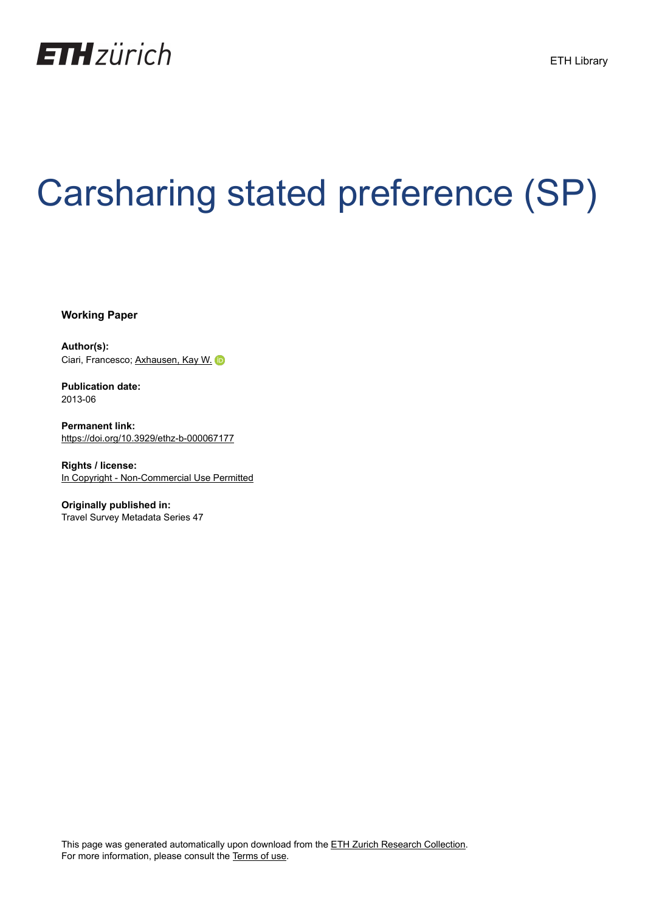ETH zürich

ETH Library

# Carsharing stated preference (SP)

**Working Paper**

**Author(s):**
Ciari, Francesco; Axhausen, Kay W.

**Publication date:**
2013-06

**Permanent link:**
https://doi.org/10.3929/ethz-b-000067177

**Rights / license:**
In Copyright - Non-Commercial Use Permitted

**Originally published in:**
Travel Survey Metadata Series 47

This page was generated automatically upon download from the ETH Zurich Research Collection.
For more information, please consult the Terms of use.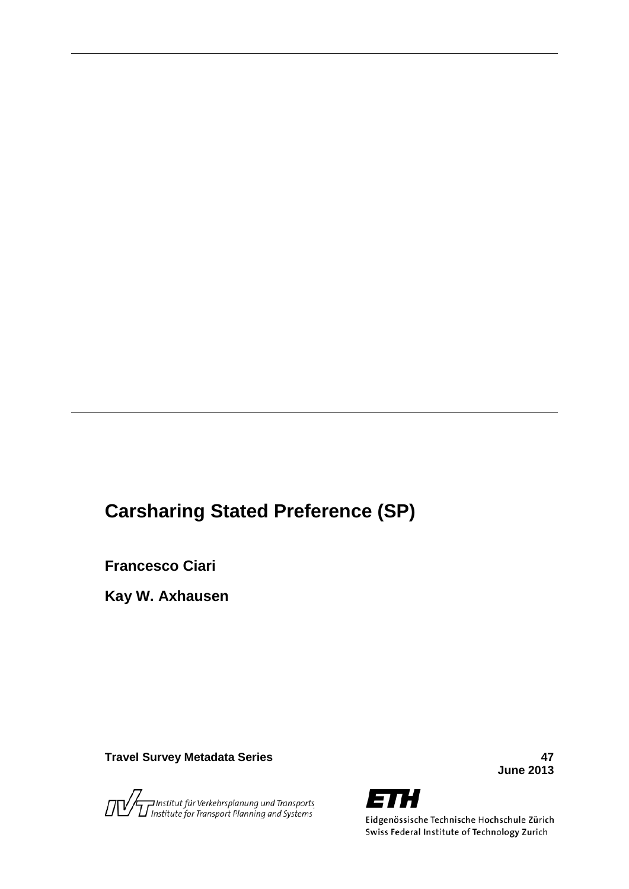# Carsharing Stated Preference (SP)

**Francesco Ciari**

**Kay W. Axhausen**

**Travel Survey Metadata Series** **47**

**June 2013**

Institut für Verkehrsplanung und Transportsysteme
Institute for Transport Planning and Systems

Eidgenössische Technische Hochschule Zürich
Swiss Federal Institute of Technology Zurich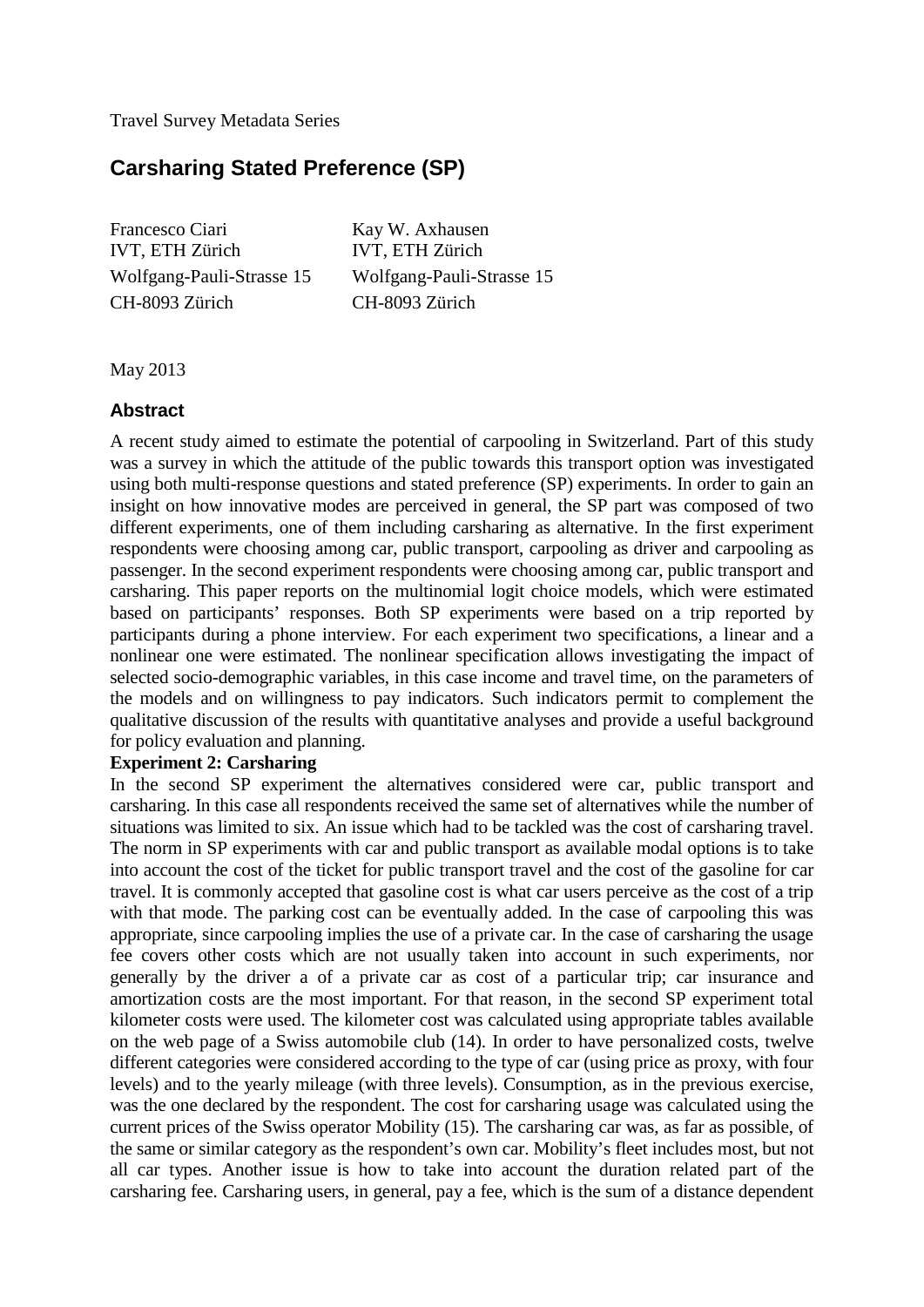Travel Survey Metadata Series

## Carsharing Stated Preference (SP)

| | |
|---|---|
| Francesco Ciari | Kay W. Axhausen |
| IVT, ETH Zürich | IVT, ETH Zürich |
| Wolfgang-Pauli-Strasse 15 | Wolfgang-Pauli-Strasse 15 |
| CH-8093 Zürich | CH-8093 Zürich |

May 2013

### Abstract

A recent study aimed to estimate the potential of carpooling in Switzerland. Part of this study was a survey in which the attitude of the public towards this transport option was investigated using both multi-response questions and stated preference (SP) experiments. In order to gain an insight on how innovative modes are perceived in general, the SP part was composed of two different experiments, one of them including carsharing as alternative. In the first experiment respondents were choosing among car, public transport, carpooling as driver and carpooling as passenger. In the second experiment respondents were choosing among car, public transport and carsharing. This paper reports on the multinomial logit choice models, which were estimated based on participants' responses. Both SP experiments were based on a trip reported by participants during a phone interview. For each experiment two specifications, a linear and a nonlinear one were estimated. The nonlinear specification allows investigating the impact of selected socio-demographic variables, in this case income and travel time, on the parameters of the models and on willingness to pay indicators. Such indicators permit to complement the qualitative discussion of the results with quantitative analyses and provide a useful background for policy evaluation and planning.

**Experiment 2: Carsharing**

In the second SP experiment the alternatives considered were car, public transport and carsharing. In this case all respondents received the same set of alternatives while the number of situations was limited to six. An issue which had to be tackled was the cost of carsharing travel. The norm in SP experiments with car and public transport as available modal options is to take into account the cost of the ticket for public transport travel and the cost of the gasoline for car travel. It is commonly accepted that gasoline cost is what car users perceive as the cost of a trip with that mode. The parking cost can be eventually added. In the case of carpooling this was appropriate, since carpooling implies the use of a private car. In the case of carsharing the usage fee covers other costs which are not usually taken into account in such experiments, nor generally by the driver a of a private car as cost of a particular trip; car insurance and amortization costs are the most important. For that reason, in the second SP experiment total kilometer costs were used. The kilometer cost was calculated using appropriate tables available on the web page of a Swiss automobile club (14). In order to have personalized costs, twelve different categories were considered according to the type of car (using price as proxy, with four levels) and to the yearly mileage (with three levels). Consumption, as in the previous exercise, was the one declared by the respondent. The cost for carsharing usage was calculated using the current prices of the Swiss operator Mobility (15). The carsharing car was, as far as possible, of the same or similar category as the respondent's own car. Mobility's fleet includes most, but not all car types. Another issue is how to take into account the duration related part of the carsharing fee. Carsharing users, in general, pay a fee, which is the sum of a distance dependent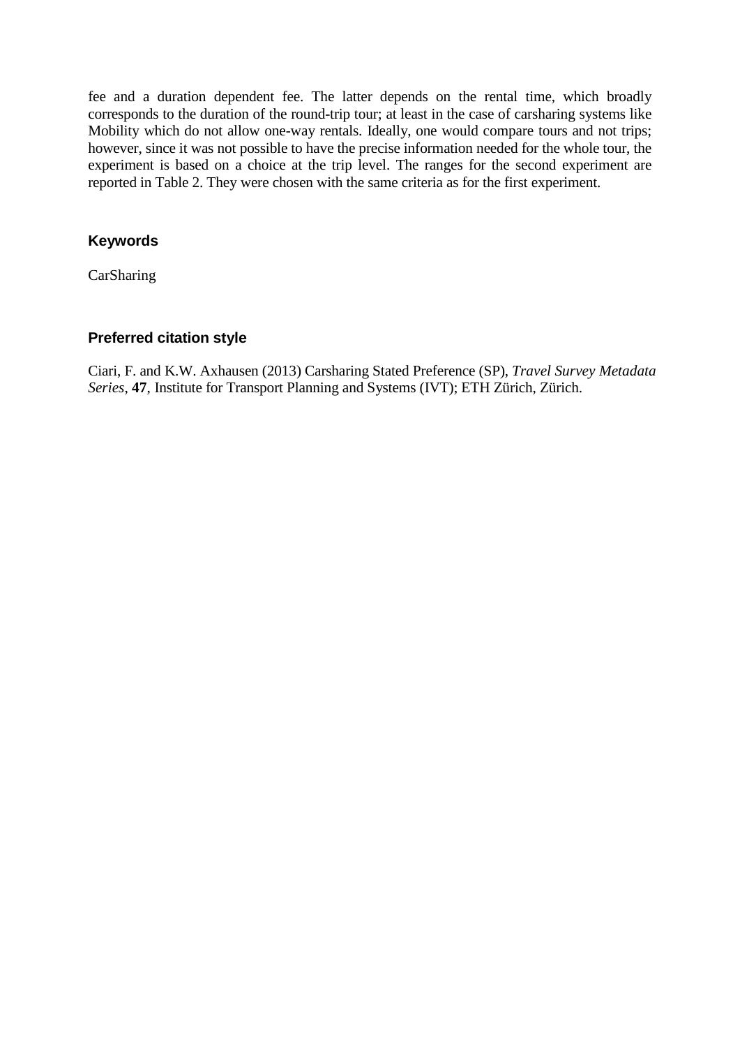fee and a duration dependent fee. The latter depends on the rental time, which broadly corresponds to the duration of the round-trip tour; at least in the case of carsharing systems like Mobility which do not allow one-way rentals. Ideally, one would compare tours and not trips; however, since it was not possible to have the precise information needed for the whole tour, the experiment is based on a choice at the trip level. The ranges for the second experiment are reported in Table 2. They were chosen with the same criteria as for the first experiment.

### Keywords

CarSharing

### Preferred citation style

Ciari, F. and K.W. Axhausen (2013) Carsharing Stated Preference (SP), *Travel Survey Metadata Series*, **47**, Institute for Transport Planning and Systems (IVT); ETH Zürich, Zürich.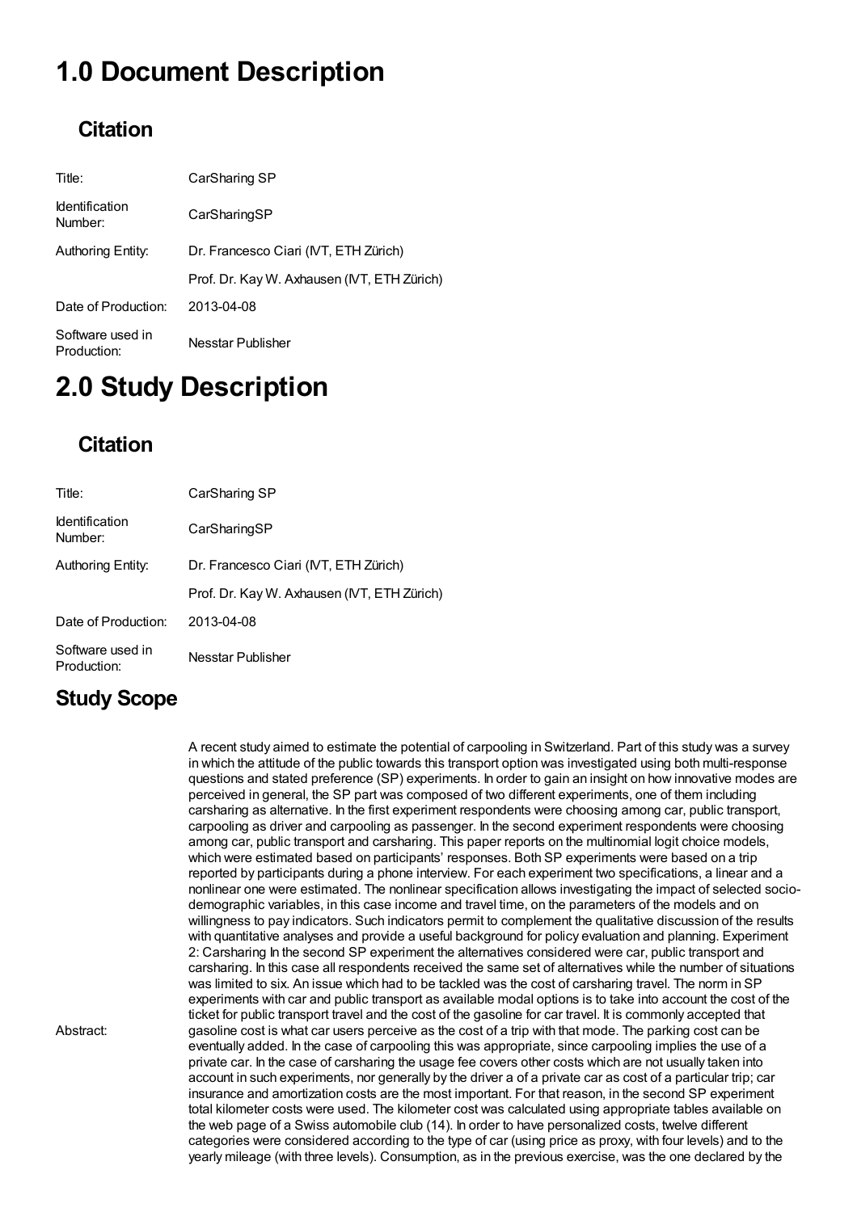# 1.0 Document Description

## Citation

| | |
|---|---|
| Title: | CarSharing SP |
| Identification Number: | CarSharingSP |
| Authoring Entity: | Dr. Francesco Ciari (IVT, ETH Zürich) |
| | Prof. Dr. Kay W. Axhausen (IVT, ETH Zürich) |
| Date of Production: | 2013-04-08 |
| Software used in Production: | Nesstar Publisher |

# 2.0 Study Description

## Citation

| | |
|---|---|
| Title: | CarSharing SP |
| Identification Number: | CarSharingSP |
| Authoring Entity: | Dr. Francesco Ciari (IVT, ETH Zürich) |
| | Prof. Dr. Kay W. Axhausen (IVT, ETH Zürich) |
| Date of Production: | 2013-04-08 |
| Software used in Production: | Nesstar Publisher |

## Study Scope

Abstract:

A recent study aimed to estimate the potential of carpooling in Switzerland. Part of this study was a survey in which the attitude of the public towards this transport option was investigated using both multi-response questions and stated preference (SP) experiments. In order to gain an insight on how innovative modes are perceived in general, the SP part was composed of two different experiments, one of them including carsharing as alternative. In the first experiment respondents were choosing among car, public transport, carpooling as driver and carpooling as passenger. In the second experiment respondents were choosing among car, public transport and carsharing. This paper reports on the multinomial logit choice models, which were estimated based on participants' responses. Both SP experiments were based on a trip reported by participants during a phone interview. For each experiment two specifications, a linear and a nonlinear one were estimated. The nonlinear specification allows investigating the impact of selected socio-demographic variables, in this case income and travel time, on the parameters of the models and on willingness to pay indicators. Such indicators permit to complement the qualitative discussion of the results with quantitative analyses and provide a useful background for policy evaluation and planning. Experiment 2: Carsharing In the second SP experiment the alternatives considered were car, public transport and carsharing. In this case all respondents received the same set of alternatives while the number of situations was limited to six. An issue which had to be tackled was the cost of carsharing travel. The norm in SP experiments with car and public transport as available modal options is to take into account the cost of the ticket for public transport travel and the cost of the gasoline for car travel. It is commonly accepted that gasoline cost is what car users perceive as the cost of a trip with that mode. The parking cost can be eventually added. In the case of carpooling this was appropriate, since carpooling implies the use of a private car. In the case of carsharing the usage fee covers other costs which are not usually taken into account in such experiments, nor generally by the driver a of a private car as cost of a particular trip; car insurance and amortization costs are the most important. For that reason, in the second SP experiment total kilometer costs were used. The kilometer cost was calculated using appropriate tables available on the web page of a Swiss automobile club (14). In order to have personalized costs, twelve different categories were considered according to the type of car (using price as proxy, with four levels) and to the yearly mileage (with three levels). Consumption, as in the previous exercise, was the one declared by the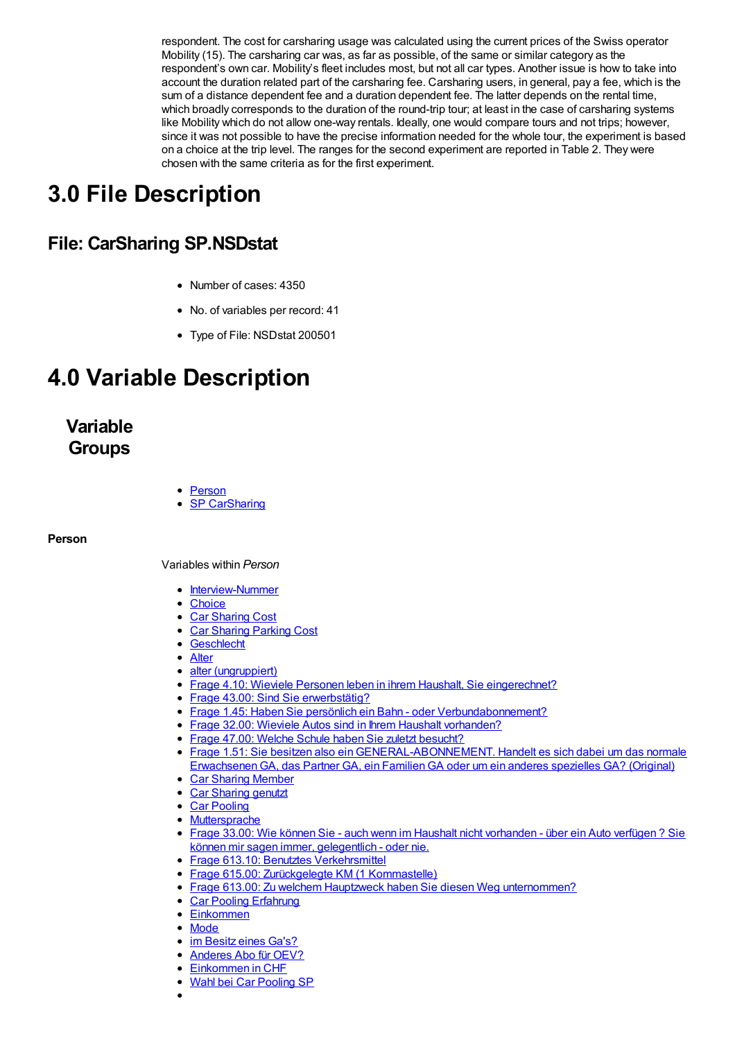respondent. The cost for carsharing usage was calculated using the current prices of the Swiss operator Mobility (15). The carsharing car was, as far as possible, of the same or similar category as the respondent's own car. Mobility's fleet includes most, but not all car types. Another issue is how to take into account the duration related part of the carsharing fee. Carsharing users, in general, pay a fee, which is the sum of a distance dependent fee and a duration dependent fee. The latter depends on the rental time, which broadly corresponds to the duration of the round-trip tour; at least in the case of carsharing systems like Mobility which do not allow one-way rentals. Ideally, one would compare tours and not trips; however, since it was not possible to have the precise information needed for the whole tour, the experiment is based on a choice at the trip level. The ranges for the second experiment are reported in Table 2. They were chosen with the same criteria as for the first experiment.

# 3.0 File Description

## File: CarSharing SP.NSDstat

- Number of cases: 4350
- No. of variables per record: 41
- Type of File: NSDstat 200501

# 4.0 Variable Description

## Variable Groups

- Person
- SP CarSharing

**Person**

Variables within *Person*

- Interview-Nummer
- Choice
- Car Sharing Cost
- Car Sharing Parking Cost
- Geschlecht
- Alter
- alter (ungruppiert)
- Frage 4.10: Wieviele Personen leben in ihrem Haushalt, Sie eingerechnet?
- Frage 43.00: Sind Sie erwerbstätig?
- Frage 1.45: Haben Sie persönlich ein Bahn - oder Verbundabonnement?
- Frage 32.00: Wieviele Autos sind in Ihrem Haushalt vorhanden?
- Frage 47.00: Welche Schule haben Sie zuletzt besucht?
- Frage 1.51: Sie besitzen also ein GENERAL-ABONNEMENT. Handelt es sich dabei um das normale Erwachsenen GA, das Partner GA, ein Familien GA oder um ein anderes spezielles GA? (Original)
- Car Sharing Member
- Car Sharing genutzt
- Car Pooling
- Muttersprache
- Frage 33.00: Wie können Sie - auch wenn im Haushalt nicht vorhanden - über ein Auto verfügen ? Sie können mir sagen immer, gelegentlich - oder nie.
- Frage 613.10: Benutztes Verkehrsmittel
- Frage 615.00: Zurückgelegte KM (1 Kommastelle)
- Frage 613.00: Zu welchem Hauptzweck haben Sie diesen Weg unternommen?
- Car Pooling Erfahrung
- Einkommen
- Mode
- im Besitz eines Ga's?
- Anderes Abo für OEV?
- Einkommen in CHF
- Wahl bei Car Pooling SP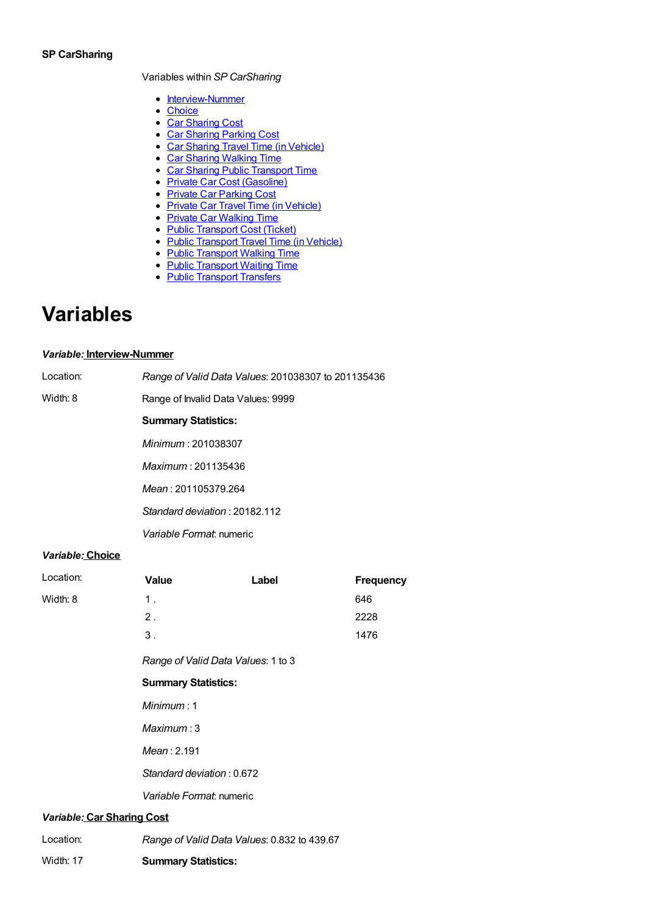**SP CarSharing**

Variables within *SP CarSharing*

- Interview-Nummer
- Choice
- Car Sharing Cost
- Car Sharing Parking Cost
- Car Sharing Travel Time (in Vehicle)
- Car Sharing Walking Time
- Car Sharing Public Transport Time
- Private Car Cost (Gasoline)
- Private Car Parking Cost
- Private Car Travel Time (in Vehicle)
- Private Car Walking Time
- Public Transport Cost (Ticket)
- Public Transport Travel Time (in Vehicle)
- Public Transport Walking Time
- Public Transport Waiting Time
- Public Transport Transfers

# Variables

***Variable:* Interview-Nummer**

Location:

Width: 8

*Range of Valid Data Values*: 201038307 to 201135436

Range of Invalid Data Values: 9999

**Summary Statistics:**

*Minimum* : 201038307

*Maximum* : 201135436

*Mean* : 201105379.264

*Standard deviation* : 20182.112

*Variable Format*: numeric

***Variable:* Choice**

Location:

Width: 8

| Value | Label | Frequency |
|---|---|---|
| 1 . | | 646 |
| 2 . | | 2228 |
| 3 . | | 1476 |

*Range of Valid Data Values*: 1 to 3

**Summary Statistics:**

*Minimum* : 1

*Maximum* : 3

*Mean* : 2.191

*Standard deviation* : 0.672

*Variable Format*: numeric

***Variable:* Car Sharing Cost**

Location:

Width: 17

*Range of Valid Data Values*: 0.832 to 439.67

**Summary Statistics:**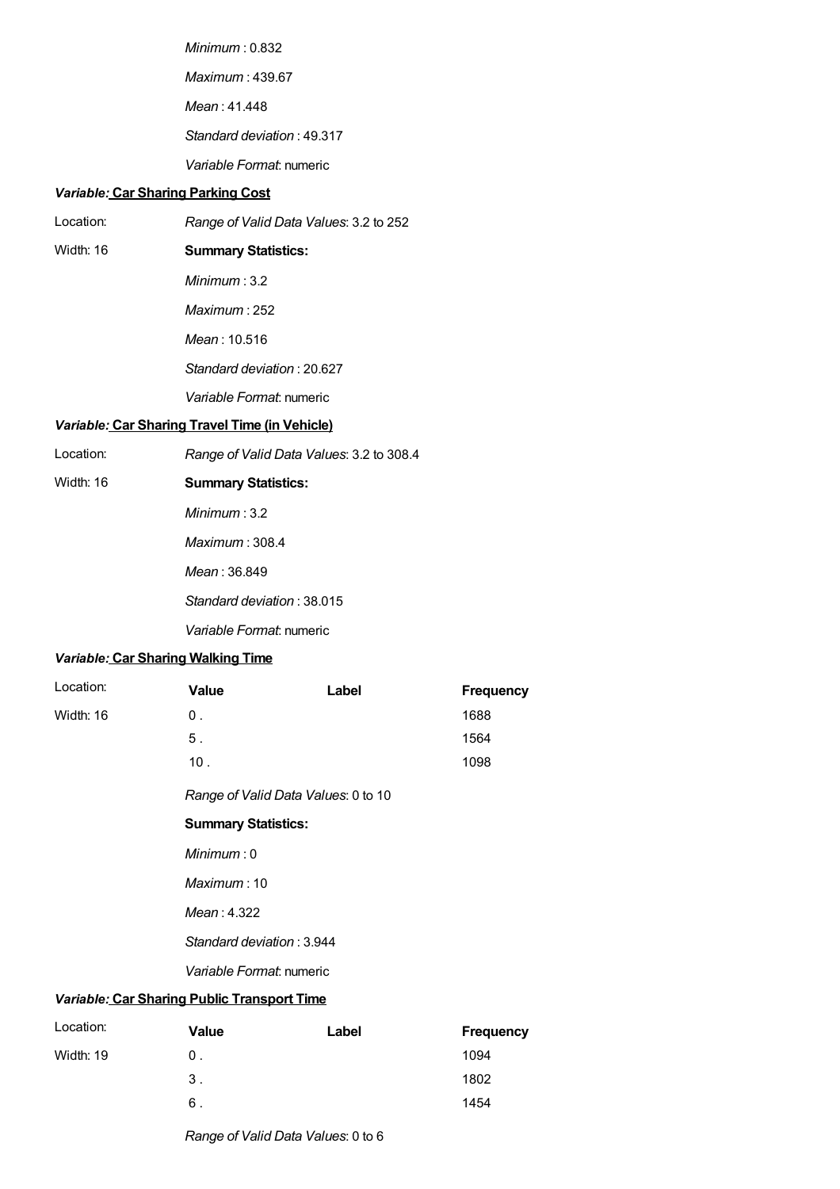*Minimum* : 0.832

*Maximum* : 439.67

*Mean* : 41.448

*Standard deviation* : 49.317

*Variable Format*: numeric

***Variable:* Car Sharing Parking Cost**

Location:

Width: 16

*Range of Valid Data Values*: 3.2 to 252

**Summary Statistics:**

*Minimum* : 3.2

*Maximum* : 252

*Mean* : 10.516

*Standard deviation* : 20.627

*Variable Format*: numeric

***Variable:* Car Sharing Travel Time (in Vehicle)**

Location:

Width: 16

*Range of Valid Data Values*: 3.2 to 308.4

**Summary Statistics:**

*Minimum* : 3.2

*Maximum* : 308.4

*Mean* : 36.849

*Standard deviation* : 38.015

*Variable Format*: numeric

***Variable:* Car Sharing Walking Time**

Location:

Width: 16

| Value | Label | Frequency |
|---|---|---|
| 0 . | | 1688 |
| 5 . | | 1564 |
| 10 . | | 1098 |

*Range of Valid Data Values*: 0 to 10

**Summary Statistics:**

*Minimum* : 0

*Maximum* : 10

*Mean* : 4.322

*Standard deviation* : 3.944

*Variable Format*: numeric

***Variable:* Car Sharing Public Transport Time**

Location:

Width: 19

| Value | Label | Frequency |
|---|---|---|
| 0 . | | 1094 |
| 3 . | | 1802 |
| 6 . | | 1454 |

*Range of Valid Data Values*: 0 to 6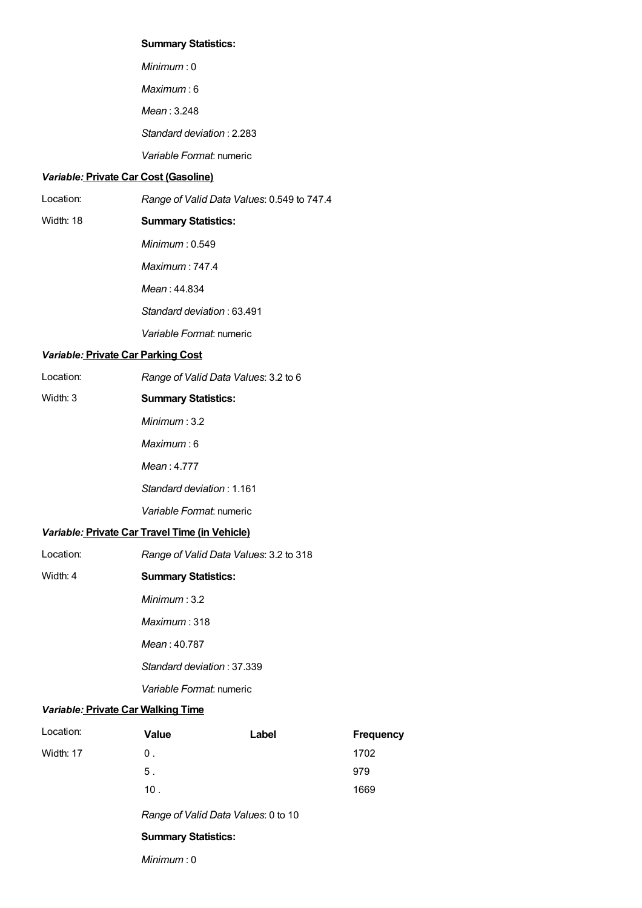**Summary Statistics:**

*Minimum* : 0

*Maximum* : 6

*Mean* : 3.248

*Standard deviation* : 2.283

*Variable Format*: numeric

***Variable:* Private Car Cost (Gasoline)**

Location: *Range of Valid Data Values*: 0.549 to 747.4

Width: 18 **Summary Statistics:**

*Minimum* : 0.549

*Maximum* : 747.4

*Mean* : 44.834

*Standard deviation* : 63.491

*Variable Format*: numeric

***Variable:* Private Car Parking Cost**

Location: *Range of Valid Data Values*: 3.2 to 6

Width: 3 **Summary Statistics:**

*Minimum* : 3.2

*Maximum* : 6

*Mean* : 4.777

*Standard deviation* : 1.161

*Variable Format*: numeric

***Variable:* Private Car Travel Time (in Vehicle)**

Location: *Range of Valid Data Values*: 3.2 to 318

Width: 4 **Summary Statistics:**

*Minimum* : 3.2

*Maximum* : 318

*Mean* : 40.787

*Standard deviation* : 37.339

*Variable Format*: numeric

***Variable:* Private Car Walking Time**

Location:

Width: 17

| Value | Label | Frequency |
|---|---|---|
| 0 . | | 1702 |
| 5 . | | 979 |
| 10 . | | 1669 |

*Range of Valid Data Values*: 0 to 10

**Summary Statistics:**

*Minimum* : 0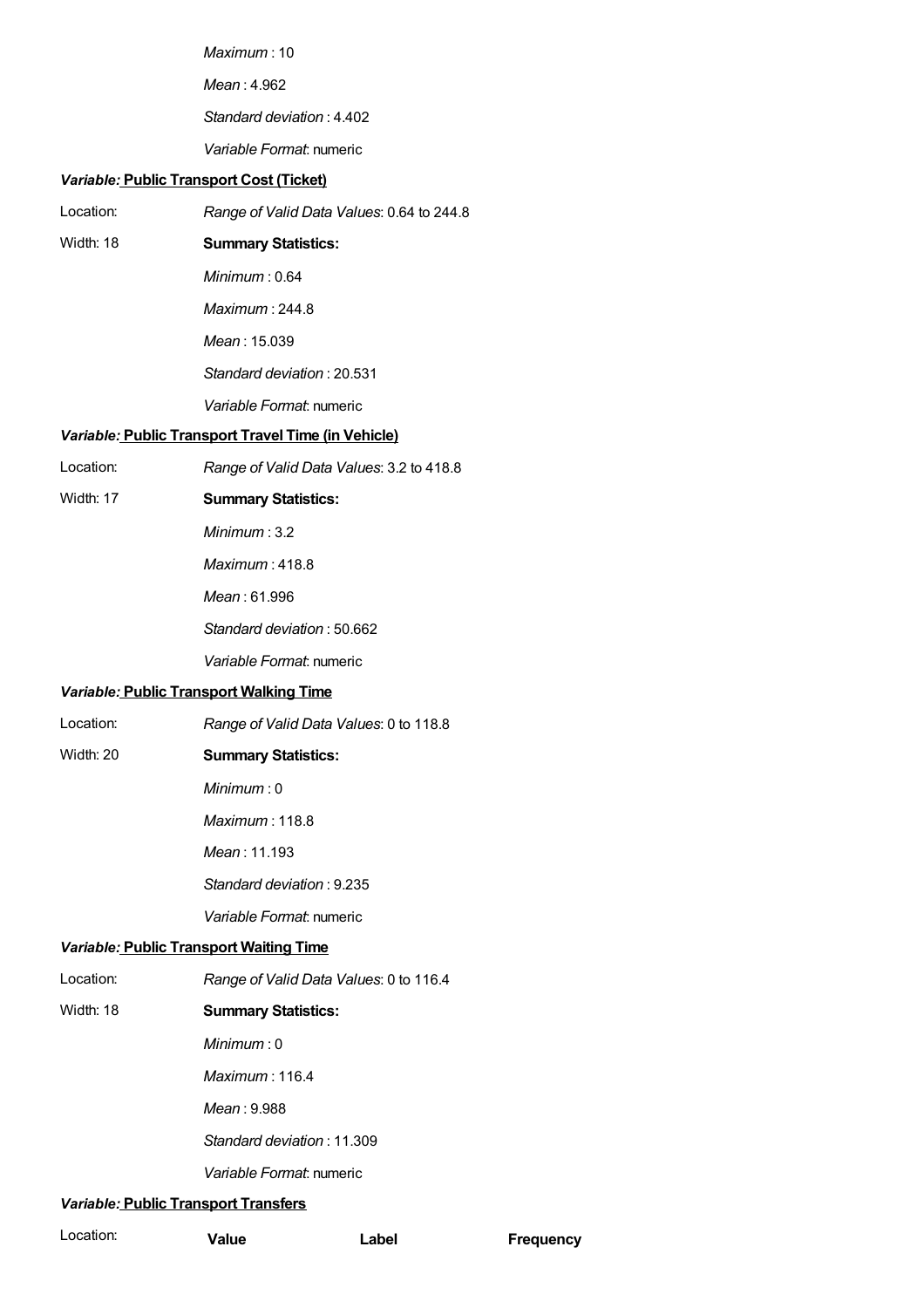*Maximum* : 10

*Mean* : 4.962

*Standard deviation* : 4.402

*Variable Format*: numeric

***Variable:* Public Transport Cost (Ticket)**

Location: *Range of Valid Data Values*: 0.64 to 244.8

Width: 18 **Summary Statistics:**

*Minimum* : 0.64

*Maximum* : 244.8

*Mean* : 15.039

*Standard deviation* : 20.531

*Variable Format*: numeric

***Variable:* Public Transport Travel Time (in Vehicle)**

Location: *Range of Valid Data Values*: 3.2 to 418.8

Width: 17 **Summary Statistics:**

*Minimum* : 3.2

*Maximum* : 418.8

*Mean* : 61.996

*Standard deviation* : 50.662

*Variable Format*: numeric

***Variable:* Public Transport Walking Time**

Location: *Range of Valid Data Values*: 0 to 118.8

Width: 20 **Summary Statistics:**

*Minimum* : 0

*Maximum* : 118.8

*Mean* : 11.193

*Standard deviation* : 9.235

*Variable Format*: numeric

***Variable:* Public Transport Waiting Time**

Location: *Range of Valid Data Values*: 0 to 116.4

Width: 18 **Summary Statistics:**

*Minimum* : 0

*Maximum* : 116.4

*Mean* : 9.988

*Standard deviation* : 11.309

*Variable Format*: numeric

***Variable:* Public Transport Transfers**

Location:

| Value | Label | Frequency |
|---|---|---|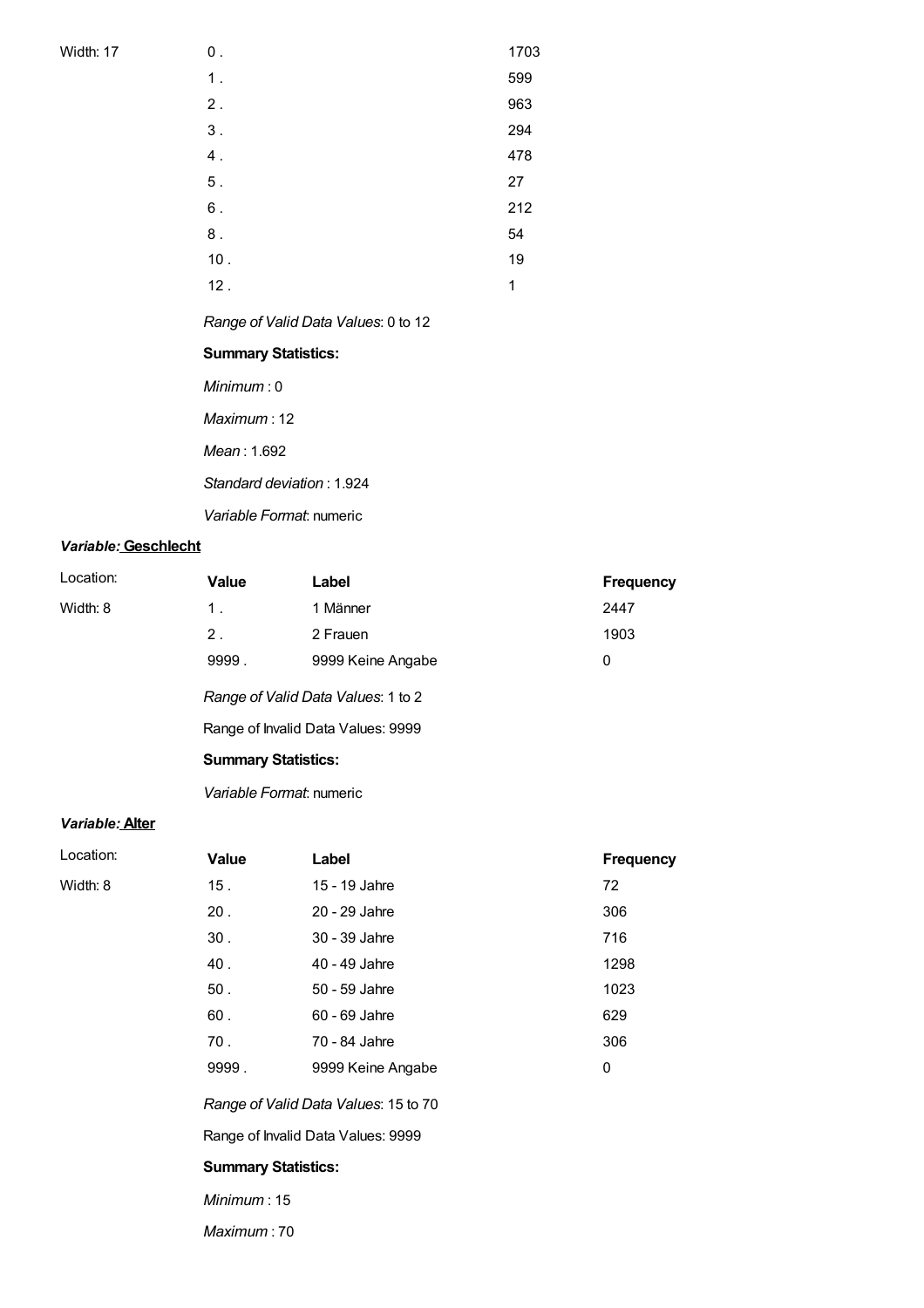| Width: 17 | Value | Label | Frequency |
|---|---|---|---|
| | 0 . | | 1703 |
| | 1 . | | 599 |
| | 2 . | | 963 |
| | 3 . | | 294 |
| | 4 . | | 478 |
| | 5 . | | 27 |
| | 6 . | | 212 |
| | 8 . | | 54 |
| | 10 . | | 19 |
| | 12 . | | 1 |

*Range of Valid Data Values*: 0 to 12

**Summary Statistics:**

*Minimum* : 0

*Maximum* : 12

*Mean* : 1.692

*Standard deviation* : 1.924

*Variable Format*: numeric

***Variable:* Geschlecht**

| Location: | Value | Label | Frequency |
|---|---|---|---|
| Width: 8 | 1 . | 1 Männer | 2447 |
| | 2 . | 2 Frauen | 1903 |
| | 9999 . | 9999 Keine Angabe | 0 |

*Range of Valid Data Values*: 1 to 2

Range of Invalid Data Values: 9999

**Summary Statistics:**

*Variable Format*: numeric

***Variable:* Alter**

| Location: | Value | Label | Frequency |
|---|---|---|---|
| Width: 8 | 15 . | 15 - 19 Jahre | 72 |
| | 20 . | 20 - 29 Jahre | 306 |
| | 30 . | 30 - 39 Jahre | 716 |
| | 40 . | 40 - 49 Jahre | 1298 |
| | 50 . | 50 - 59 Jahre | 1023 |
| | 60 . | 60 - 69 Jahre | 629 |
| | 70 . | 70 - 84 Jahre | 306 |
| | 9999 . | 9999 Keine Angabe | 0 |

*Range of Valid Data Values*: 15 to 70

Range of Invalid Data Values: 9999

**Summary Statistics:**

*Minimum* : 15

*Maximum* : 70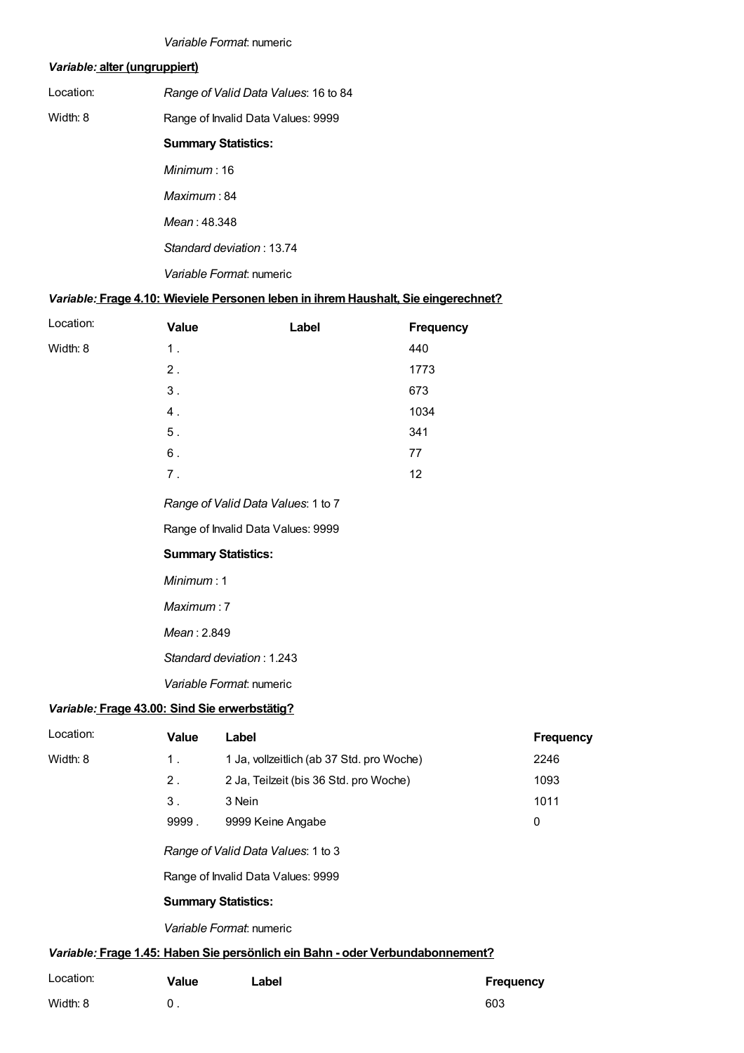*Variable Format*: numeric

***Variable:* alter (ungruppiert)**

Location:

Width: 8

*Range of Valid Data Values*: 16 to 84

Range of Invalid Data Values: 9999

**Summary Statistics:**

*Minimum* : 16

*Maximum* : 84

*Mean* : 48.348

*Standard deviation* : 13.74

*Variable Format*: numeric

***Variable:* Frage 4.10: Wieviele Personen leben in ihrem Haushalt, Sie eingerechnet?**

Location:

Width: 8

| Value | Label | Frequency |
|---|---|---|
| 1 . | | 440 |
| 2 . | | 1773 |
| 3 . | | 673 |
| 4 . | | 1034 |
| 5 . | | 341 |
| 6 . | | 77 |
| 7 . | | 12 |

*Range of Valid Data Values*: 1 to 7

Range of Invalid Data Values: 9999

**Summary Statistics:**

*Minimum* : 1

*Maximum* : 7

*Mean* : 2.849

*Standard deviation* : 1.243

*Variable Format*: numeric

***Variable:* Frage 43.00: Sind Sie erwerbstätig?**

Location:

Width: 8

| Value | Label | Frequency |
|---|---|---|
| 1 . | 1 Ja, vollzeitlich (ab 37 Std. pro Woche) | 2246 |
| 2 . | 2 Ja, Teilzeit (bis 36 Std. pro Woche) | 1093 |
| 3 . | 3 Nein | 1011 |
| 9999 . | 9999 Keine Angabe | 0 |

*Range of Valid Data Values*: 1 to 3

Range of Invalid Data Values: 9999

**Summary Statistics:**

*Variable Format*: numeric

***Variable:* Frage 1.45: Haben Sie persönlich ein Bahn - oder Verbundabonnement?**

Location:

Width: 8

| Value | Label | Frequency |
|---|---|---|
| 0 . | | 603 |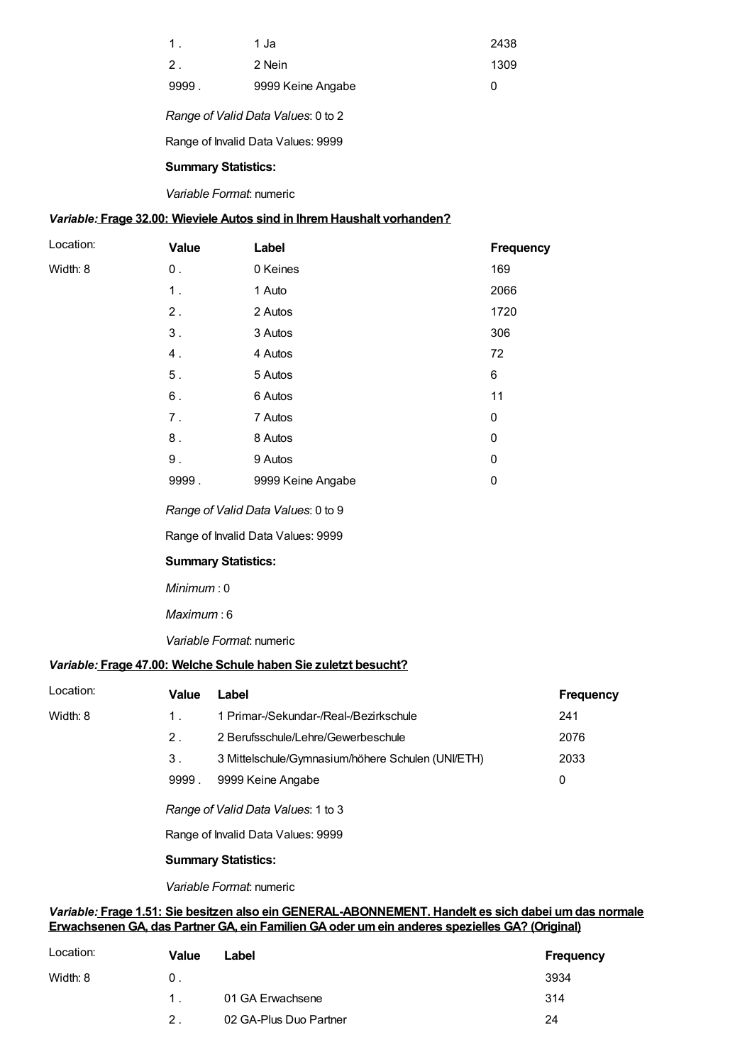| Value | Label | Frequency |
|---|---|---|
| 1 . | 1 Ja | 2438 |
| 2 . | 2 Nein | 1309 |
| 9999 . | 9999 Keine Angabe | 0 |

*Range of Valid Data Values*: 0 to 2

Range of Invalid Data Values: 9999

**Summary Statistics:**

*Variable Format*: numeric

### ***Variable:*** **Frage 32.00: Wieviele Autos sind in Ihrem Haushalt vorhanden?**

Location:

Width: 8

| Value | Label | Frequency |
|---|---|---|
| 0 . | 0 Keines | 169 |
| 1 . | 1 Auto | 2066 |
| 2 . | 2 Autos | 1720 |
| 3 . | 3 Autos | 306 |
| 4 . | 4 Autos | 72 |
| 5 . | 5 Autos | 6 |
| 6 . | 6 Autos | 11 |
| 7 . | 7 Autos | 0 |
| 8 . | 8 Autos | 0 |
| 9 . | 9 Autos | 0 |
| 9999 . | 9999 Keine Angabe | 0 |

*Range of Valid Data Values*: 0 to 9

Range of Invalid Data Values: 9999

**Summary Statistics:**

*Minimum* : 0

*Maximum* : 6

*Variable Format*: numeric

### ***Variable:*** **Frage 47.00: Welche Schule haben Sie zuletzt besucht?**

Location:

Width: 8

| Value | Label | Frequency |
|---|---|---|
| 1 . | 1 Primar-/Sekundar-/Real-/Bezirkschule | 241 |
| 2 . | 2 Berufsschule/Lehre/Gewerbeschule | 2076 |
| 3 . | 3 Mittelschule/Gymnasium/höhere Schulen (UNI/ETH) | 2033 |
| 9999 . | 9999 Keine Angabe | 0 |

*Range of Valid Data Values*: 1 to 3

Range of Invalid Data Values: 9999

**Summary Statistics:**

*Variable Format*: numeric

### ***Variable:*** **Frage 1.51: Sie besitzen also ein GENERAL-ABONNEMENT. Handelt es sich dabei um das normale Erwachsenen GA, das Partner GA, ein Familien GA oder um ein anderes spezielles GA? (Original)**

Location:

Width: 8

| Value | Label | Frequency |
|---|---|---|
| 0 . | | 3934 |
| 1 . | 01 GA Erwachsene | 314 |
| 2 . | 02 GA-Plus Duo Partner | 24 |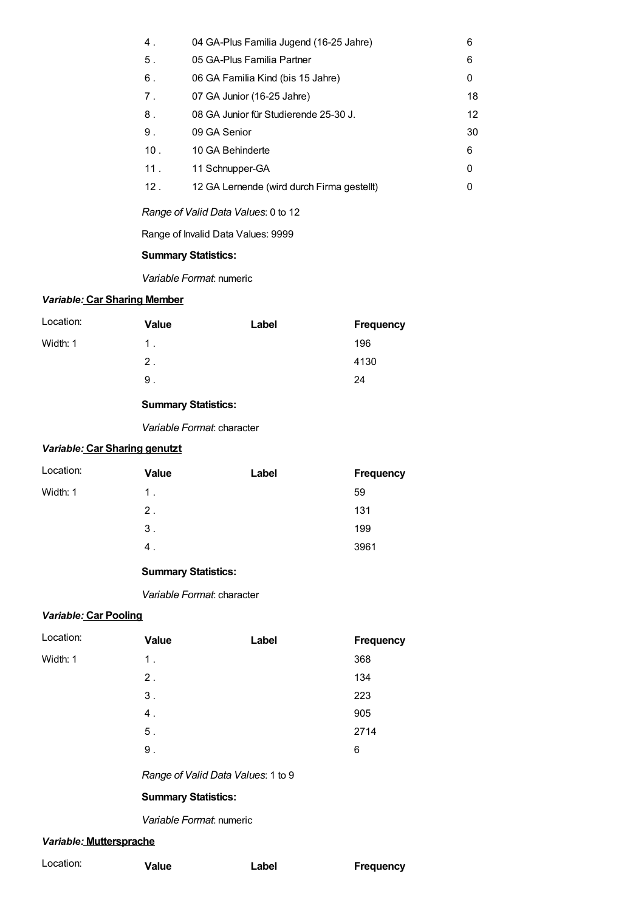| Value | Label | Frequency |
|---|---|---|
| 4 . | 04 GA-Plus Familia Jugend (16-25 Jahre) | 6 |
| 5 . | 05 GA-Plus Familia Partner | 6 |
| 6 . | 06 GA Familia Kind (bis 15 Jahre) | 0 |
| 7 . | 07 GA Junior (16-25 Jahre) | 18 |
| 8 . | 08 GA Junior für Studierende 25-30 J. | 12 |
| 9 . | 09 GA Senior | 30 |
| 10 . | 10 GA Behinderte | 6 |
| 11 . | 11 Schnupper-GA | 0 |
| 12 . | 12 GA Lernende (wird durch Firma gestellt) | 0 |

*Range of Valid Data Values*: 0 to 12

Range of Invalid Data Values: 9999

**Summary Statistics:**

*Variable Format*: numeric

### *Variable:* Car Sharing Member

Location: Width: 1

| Value | Label | Frequency |
|---|---|---|
| 1 . | | 196 |
| 2 . | | 4130 |
| 9 . | | 24 |

**Summary Statistics:**

*Variable Format*: character

### *Variable:* Car Sharing genutzt

Location: Width: 1

| Value | Label | Frequency |
|---|---|---|
| 1 . | | 59 |
| 2 . | | 131 |
| 3 . | | 199 |
| 4 . | | 3961 |

**Summary Statistics:**

*Variable Format*: character

### *Variable:* Car Pooling

Location: Width: 1

| Value | Label | Frequency |
|---|---|---|
| 1 . | | 368 |
| 2 . | | 134 |
| 3 . | | 223 |
| 4 . | | 905 |
| 5 . | | 2714 |
| 9 . | | 6 |

*Range of Valid Data Values*: 1 to 9

**Summary Statistics:**

*Variable Format*: numeric

### *Variable:* Muttersprache

Location:

| Value | Label | Frequency |
|---|---|---|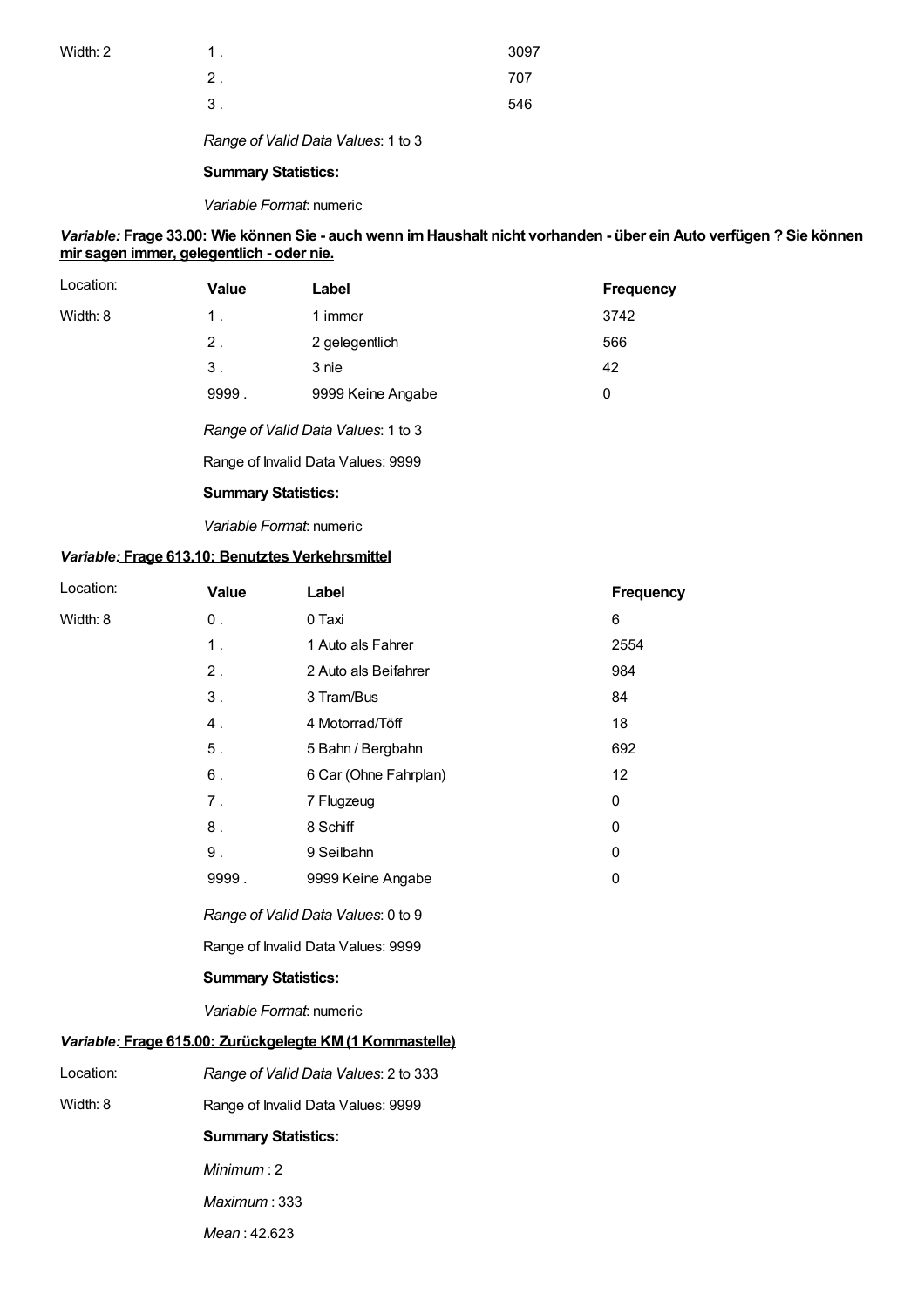Width: 2

| Value | Label | Frequency |
| --- | --- | --- |
| 1 . | | 3097 |
| 2 . | | 707 |
| 3 . | | 546 |

*Range of Valid Data Values*: 1 to 3

**Summary Statistics:**

*Variable Format*: numeric

***Variable:* Frage 33.00: Wie können Sie - auch wenn im Haushalt nicht vorhanden - über ein Auto verfügen ? Sie können mir sagen immer, gelegentlich - oder nie.**

Location:

Width: 8

| Value | Label | Frequency |
| --- | --- | --- |
| 1 . | 1 immer | 3742 |
| 2 . | 2 gelegentlich | 566 |
| 3 . | 3 nie | 42 |
| 9999 . | 9999 Keine Angabe | 0 |

*Range of Valid Data Values*: 1 to 3

Range of Invalid Data Values: 9999

**Summary Statistics:**

*Variable Format*: numeric

***Variable:* Frage 613.10: Benutztes Verkehrsmittel**

Location:

Width: 8

| Value | Label | Frequency |
| --- | --- | --- |
| 0 . | 0 Taxi | 6 |
| 1 . | 1 Auto als Fahrer | 2554 |
| 2 . | 2 Auto als Beifahrer | 984 |
| 3 . | 3 Tram/Bus | 84 |
| 4 . | 4 Motorrad/Töff | 18 |
| 5 . | 5 Bahn / Bergbahn | 692 |
| 6 . | 6 Car (Ohne Fahrplan) | 12 |
| 7 . | 7 Flugzeug | 0 |
| 8 . | 8 Schiff | 0 |
| 9 . | 9 Seilbahn | 0 |
| 9999 . | 9999 Keine Angabe | 0 |

*Range of Valid Data Values*: 0 to 9

Range of Invalid Data Values: 9999

**Summary Statistics:**

*Variable Format*: numeric

***Variable:* Frage 615.00: Zurückgelegte KM (1 Kommastelle)**

Location:

Width: 8

*Range of Valid Data Values*: 2 to 333

Range of Invalid Data Values: 9999

**Summary Statistics:**

*Minimum* : 2

*Maximum* : 333

*Mean* : 42.623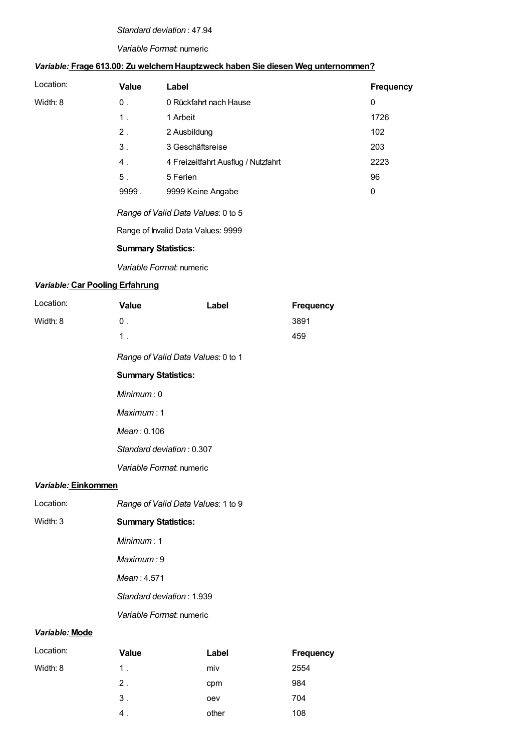*Standard deviation* : 47.94

*Variable Format*: numeric

### *Variable:* Frage 613.00: Zu welchem Hauptzweck haben Sie diesen Weg unternommen?

| Location: | Value | Label | Frequency |
|---|---|---|---|
| Width: 8 | 0 . | 0 Rückfahrt nach Hause | 0 |
| | 1 . | 1 Arbeit | 1726 |
| | 2 . | 2 Ausbildung | 102 |
| | 3 . | 3 Geschäftsreise | 203 |
| | 4 . | 4 Freizeitfahrt Ausflug / Nutzfahrt | 2223 |
| | 5 . | 5 Ferien | 96 |
| | 9999 . | 9999 Keine Angabe | 0 |

*Range of Valid Data Values*: 0 to 5

Range of Invalid Data Values: 9999

**Summary Statistics:**

*Variable Format*: numeric

### *Variable:* Car Pooling Erfahrung

| Location: | Value | Label | Frequency |
|---|---|---|---|
| Width: 8 | 0 . | | 3891 |
| | 1 . | | 459 |

*Range of Valid Data Values*: 0 to 1

**Summary Statistics:**

*Minimum* : 0

*Maximum* : 1

*Mean* : 0.106

*Standard deviation* : 0.307

*Variable Format*: numeric

### *Variable:* Einkommen

Location:

Width: 3

*Range of Valid Data Values*: 1 to 9

**Summary Statistics:**

*Minimum* : 1

*Maximum* : 9

*Mean* : 4.571

*Standard deviation* : 1.939

*Variable Format*: numeric

### *Variable:* Mode

| Location: | Value | Label | Frequency |
|---|---|---|---|
| Width: 8 | 1 . | miv | 2554 |
| | 2 . | cpm | 984 |
| | 3 . | oev | 704 |
| | 4 . | other | 108 |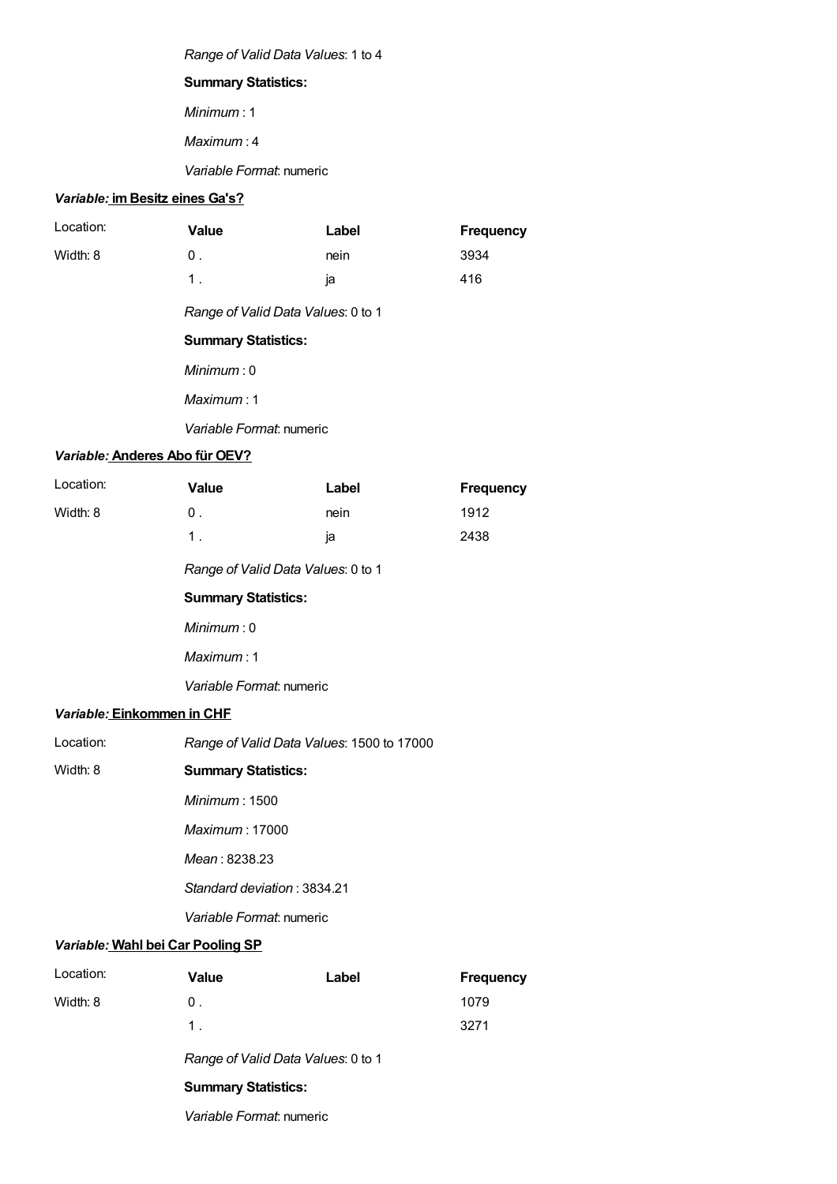*Range of Valid Data Values*: 1 to 4

**Summary Statistics:**

*Minimum* : 1

*Maximum* : 4

*Variable Format*: numeric

***Variable:* im Besitz eines Ga's?**

| Location: | Value | Label | Frequency |
|---|---|---|---|
| Width: 8 | 0 . | nein | 3934 |
| | 1 . | ja | 416 |

*Range of Valid Data Values*: 0 to 1

**Summary Statistics:**

*Minimum* : 0

*Maximum* : 1

*Variable Format*: numeric

***Variable:* Anderes Abo für OEV?**

| Location: | Value | Label | Frequency |
|---|---|---|---|
| Width: 8 | 0 . | nein | 1912 |
| | 1 . | ja | 2438 |

*Range of Valid Data Values*: 0 to 1

**Summary Statistics:**

*Minimum* : 0

*Maximum* : 1

*Variable Format*: numeric

***Variable:* Einkommen in CHF**

Location:

Width: 8

*Range of Valid Data Values*: 1500 to 17000

**Summary Statistics:**

*Minimum* : 1500

*Maximum* : 17000

*Mean* : 8238.23

*Standard deviation* : 3834.21

*Variable Format*: numeric

***Variable:* Wahl bei Car Pooling SP**

| Location: | Value | Label | Frequency |
|---|---|---|---|
| Width: 8 | 0 . | | 1079 |
| | 1 . | | 3271 |

*Range of Valid Data Values*: 0 to 1

**Summary Statistics:**

*Variable Format*: numeric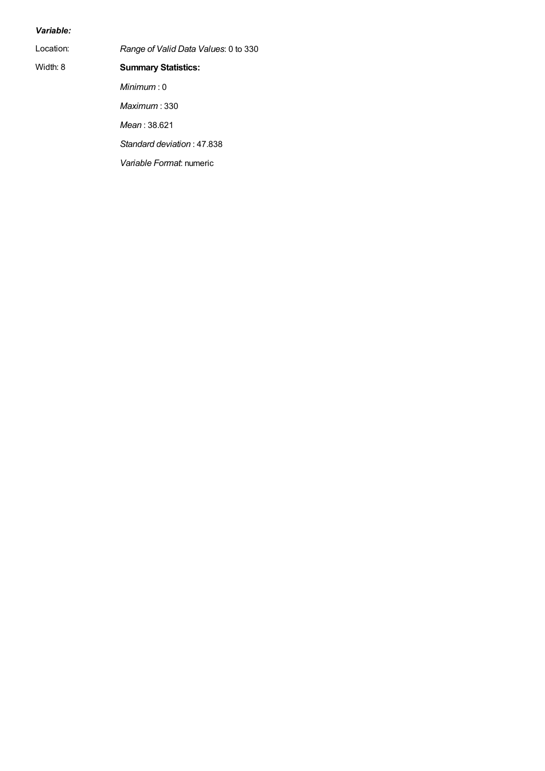***Variable:***

Location:

Width: 8

*Range of Valid Data Values*: 0 to 330

**Summary Statistics:**

*Minimum* : 0

*Maximum* : 330

*Mean* : 38.621

*Standard deviation* : 47.838

*Variable Format*: numeric